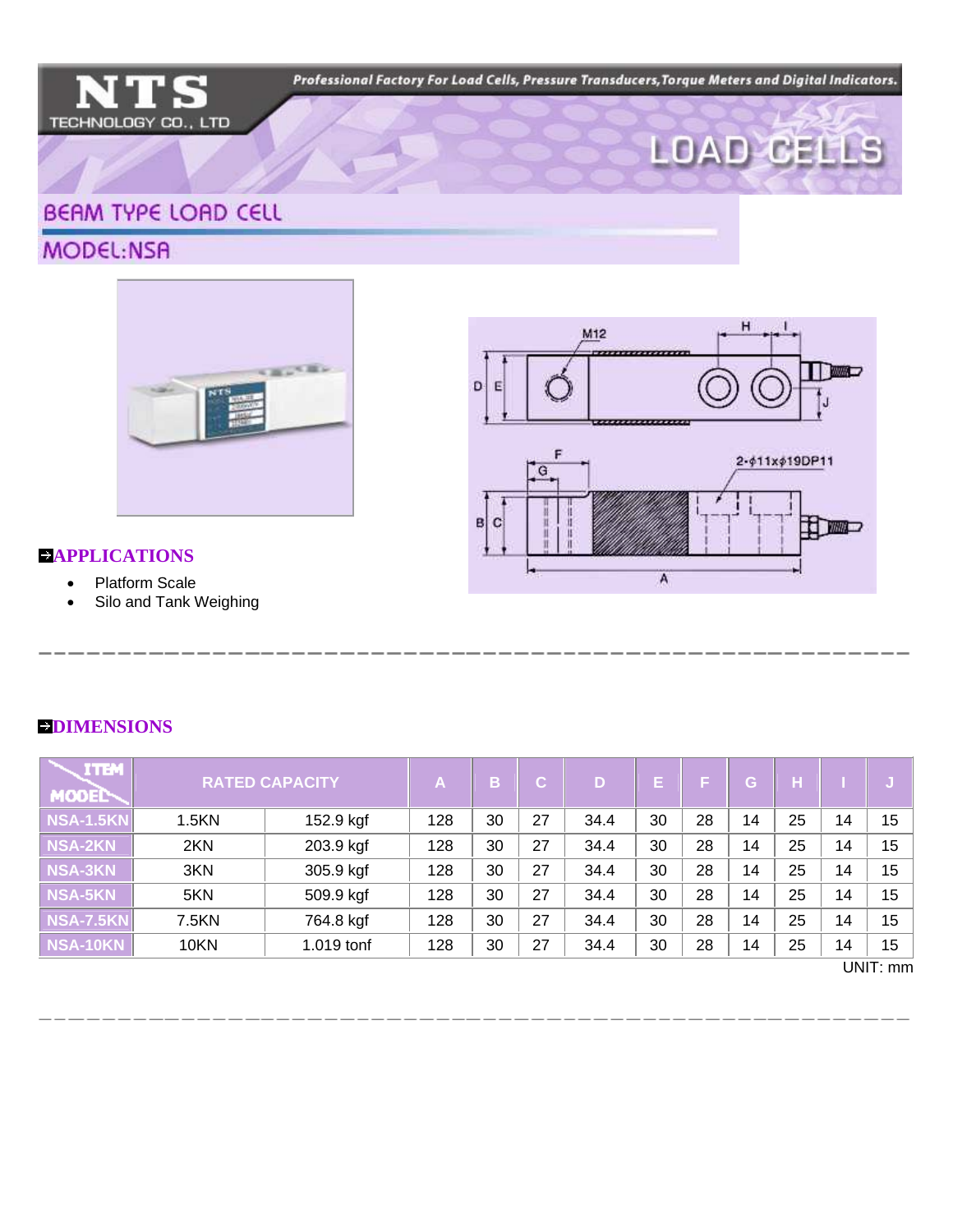# NTS TECHNOLOGY CO., LTD

*Professional Factory For Load Cells, Pressure Transducers, Torque Meters and Digital Indicators.*

LOAD CELLS

## BEAM TYPE LOAD CELL

## MODEL:NSA

### APPLICATIONS

- Platform Scale
- Silo and Tank Weighing

### DIMENSIONS

| ITEM / MODEL | RATED CAPACITY | | A | B | C | D | E | F | G | H | I | J |
|---|---|---|---|---|---|---|---|---|---|---|---|---|
| NSA-1.5KN | 1.5KN | 152.9 kgf | 128 | 30 | 27 | 34.4 | 30 | 28 | 14 | 25 | 14 | 15 |
| NSA-2KN | 2KN | 203.9 kgf | 128 | 30 | 27 | 34.4 | 30 | 28 | 14 | 25 | 14 | 15 |
| NSA-3KN | 3KN | 305.9 kgf | 128 | 30 | 27 | 34.4 | 30 | 28 | 14 | 25 | 14 | 15 |
| NSA-5KN | 5KN | 509.9 kgf | 128 | 30 | 27 | 34.4 | 30 | 28 | 14 | 25 | 14 | 15 |
| NSA-7.5KN | 7.5KN | 764.8 kgf | 128 | 30 | 27 | 34.4 | 30 | 28 | 14 | 25 | 14 | 15 |
| NSA-10KN | 10KN | 1.019 tonf | 128 | 30 | 27 | 34.4 | 30 | 28 | 14 | 25 | 14 | 15 |

UNIT: mm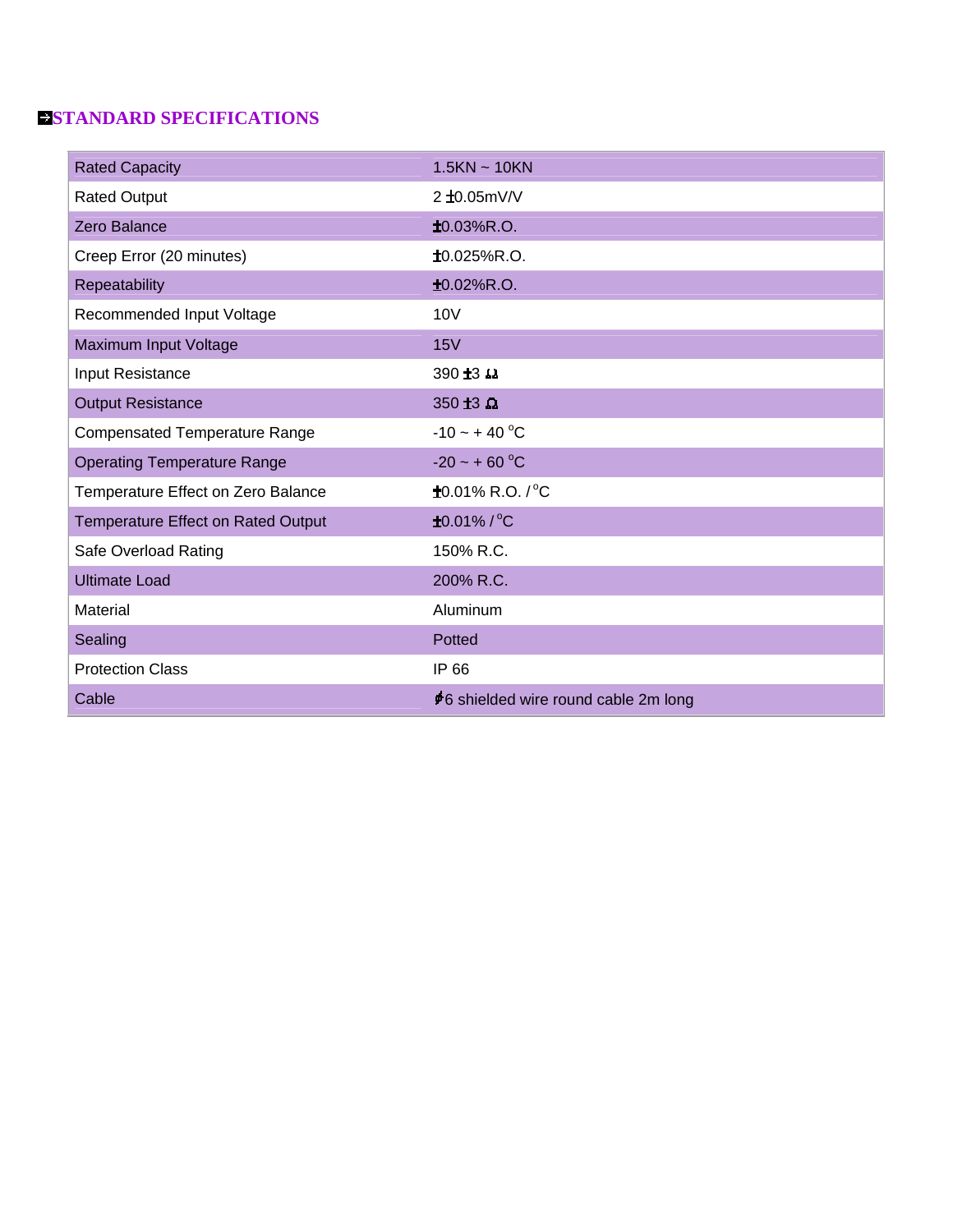## STANDARD SPECIFICATIONS

| | |
|---|---|
| Rated Capacity | 1.5KN ~ 10KN |
| Rated Output | 2 ±0.05mV/V |
| Zero Balance | ±0.03%R.O. |
| Creep Error (20 minutes) | ±0.025%R.O. |
| Repeatability | ±0.02%R.O. |
| Recommended Input Voltage | 10V |
| Maximum Input Voltage | 15V |
| Input Resistance | 390 ±3 Ω |
| Output Resistance | 350 ±3 Ω |
| Compensated Temperature Range | -10 ~ + 40 °C |
| Operating Temperature Range | -20 ~ + 60 °C |
| Temperature Effect on Zero Balance | ±0.01% R.O. / °C |
| Temperature Effect on Rated Output | ±0.01% / °C |
| Safe Overload Rating | 150% R.C. |
| Ultimate Load | 200% R.C. |
| Material | Aluminum |
| Sealing | Potted |
| Protection Class | IP 66 |
| Cable | ϕ6 shielded wire round cable 2m long |